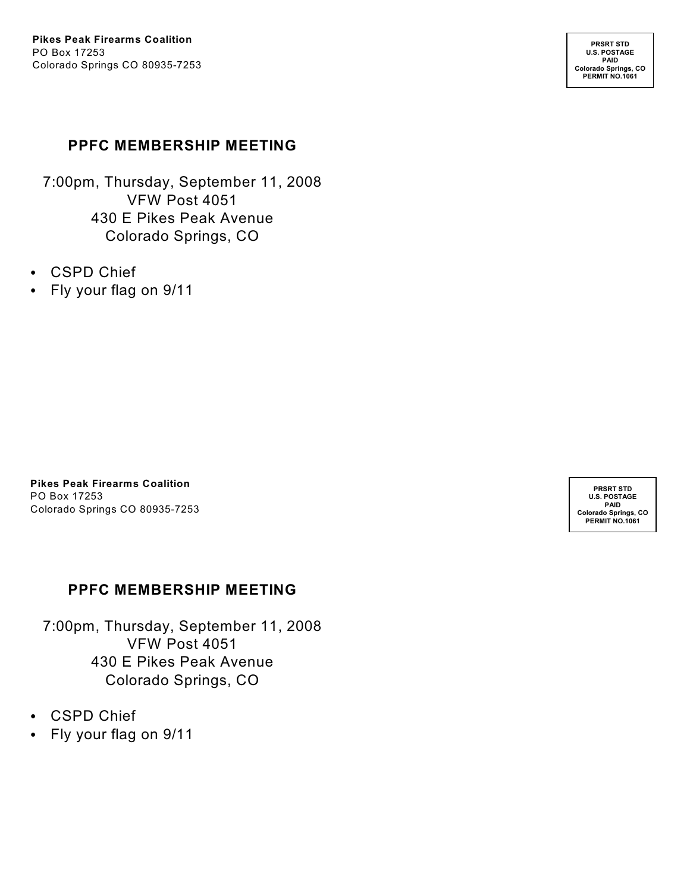**Pikes Peak Firearms Coalition**
PO Box 17253
Colorado Springs CO 80935-7253

**PRSRT STD**
**U.S. POSTAGE**
**PAID**
**Colorado Springs, CO**
**PERMIT NO.1061**

## PPFC MEMBERSHIP MEETING

7:00pm, Thursday, September 11, 2008
VFW Post 4051
430 E Pikes Peak Avenue
Colorado Springs, CO

- CSPD Chief
- Fly your flag on 9/11

**Pikes Peak Firearms Coalition**
PO Box 17253
Colorado Springs CO 80935-7253

**PRSRT STD**
**U.S. POSTAGE**
**PAID**
**Colorado Springs, CO**
**PERMIT NO.1061**

## PPFC MEMBERSHIP MEETING

7:00pm, Thursday, September 11, 2008
VFW Post 4051
430 E Pikes Peak Avenue
Colorado Springs, CO

- CSPD Chief
- Fly your flag on 9/11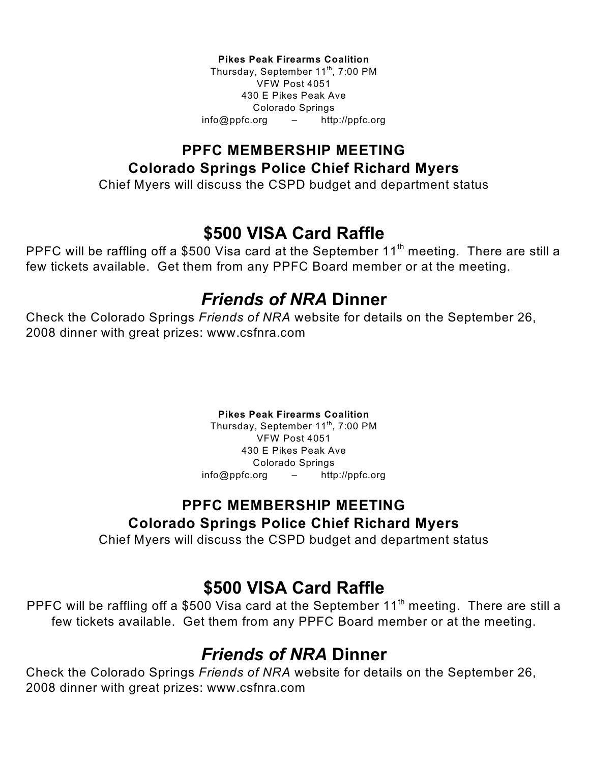**Pikes Peak Firearms Coalition**
Thursday, September 11th, 7:00 PM
VFW Post 4051
430 E Pikes Peak Ave
Colorado Springs
info@ppfc.org – http://ppfc.org

## PPFC MEMBERSHIP MEETING

### Colorado Springs Police Chief Richard Myers

Chief Myers will discuss the CSPD budget and department status

# $500 VISA Card Raffle

PPFC will be raffling off a $500 Visa card at the September 11th meeting. There are still a few tickets available. Get them from any PPFC Board member or at the meeting.

# *Friends of NRA* Dinner

Check the Colorado Springs *Friends of NRA* website for details on the September 26, 2008 dinner with great prizes: www.csfnra.com

**Pikes Peak Firearms Coalition**
Thursday, September 11th, 7:00 PM
VFW Post 4051
430 E Pikes Peak Ave
Colorado Springs
info@ppfc.org – http://ppfc.org

## PPFC MEMBERSHIP MEETING

### Colorado Springs Police Chief Richard Myers

Chief Myers will discuss the CSPD budget and department status

# $500 VISA Card Raffle

PPFC will be raffling off a $500 Visa card at the September 11th meeting. There are still a few tickets available. Get them from any PPFC Board member or at the meeting.

# *Friends of NRA* Dinner

Check the Colorado Springs *Friends of NRA* website for details on the September 26, 2008 dinner with great prizes: www.csfnra.com